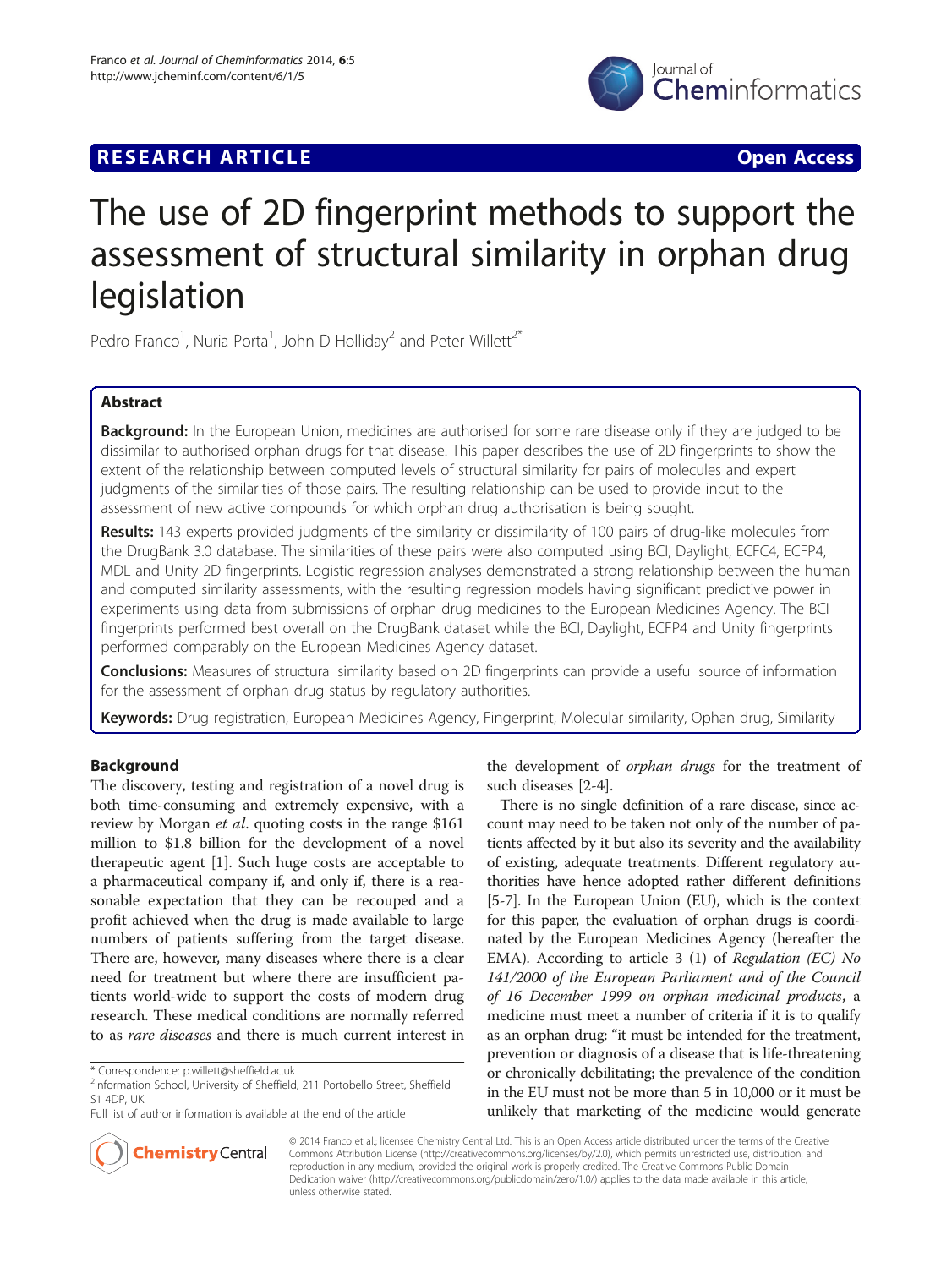# The use of 2D fingerprint methods to support the assessment of structural similarity in orphan drug legislation

Pedro Franco[1], Nuria Porta[1], John D Holliday[2] and Peter Willett[2*]

## Abstract

**Background:** In the European Union, medicines are authorised for some rare disease only if they are judged to be dissimilar to authorised orphan drugs for that disease. This paper describes the use of 2D fingerprints to show the extent of the relationship between computed levels of structural similarity for pairs of molecules and expert judgments of the similarities of those pairs. The resulting relationship can be used to provide input to the assessment of new active compounds for which orphan drug authorisation is being sought.

**Results:** 143 experts provided judgments of the similarity or dissimilarity of 100 pairs of drug-like molecules from the DrugBank 3.0 database. The similarities of these pairs were also computed using BCI, Daylight, ECFC4, ECFP4, MDL and Unity 2D fingerprints. Logistic regression analyses demonstrated a strong relationship between the human and computed similarity assessments, with the resulting regression models having significant predictive power in experiments using data from submissions of orphan drug medicines to the European Medicines Agency. The BCI fingerprints performed best overall on the DrugBank dataset while the BCI, Daylight, ECFP4 and Unity fingerprints performed comparably on the European Medicines Agency dataset.

**Conclusions:** Measures of structural similarity based on 2D fingerprints can provide a useful source of information for the assessment of orphan drug status by regulatory authorities.

**Keywords:** Drug registration, European Medicines Agency, Fingerprint, Molecular similarity, Ophan drug, Similarity

## Background

The discovery, testing and registration of a novel drug is both time-consuming and extremely expensive, with a review by Morgan *et al*. quoting costs in the range $161 million to $1.8 billion for the development of a novel therapeutic agent [1]. Such huge costs are acceptable to a pharmaceutical company if, and only if, there is a reasonable expectation that they can be recouped and a profit achieved when the drug is made available to large numbers of patients suffering from the target disease. There are, however, many diseases where there is a clear need for treatment but where there are insufficient patients world-wide to support the costs of modern drug research. These medical conditions are normally referred to as *rare diseases* and there is much current interest in the development of *orphan drugs* for the treatment of such diseases [2-4].

There is no single definition of a rare disease, since account may need to be taken not only of the number of patients affected by it but also its severity and the availability of existing, adequate treatments. Different regulatory authorities have hence adopted rather different definitions [5-7]. In the European Union (EU), which is the context for this paper, the evaluation of orphan drugs is coordinated by the European Medicines Agency (hereafter the EMA). According to article 3 (1) of *Regulation (EC) No 141/2000 of the European Parliament and of the Council of 16 December 1999 on orphan medicinal products*, a medicine must meet a number of criteria if it is to qualify as an orphan drug: "it must be intended for the treatment, prevention or diagnosis of a disease that is life-threatening or chronically debilitating; the prevalence of the condition in the EU must not be more than 5 in 10,000 or it must be unlikely that marketing of the medicine would generate

\* Correspondence: p.willett@sheffield.ac.uk

[2]Information School, University of Sheffield, 211 Portobello Street, Sheffield S1 4DP, UK

Full list of author information is available at the end of the article

© 2014 Franco et al.; licensee Chemistry Central Ltd. This is an Open Access article distributed under the terms of the Creative Commons Attribution License (http://creativecommons.org/licenses/by/2.0), which permits unrestricted use, distribution, and reproduction in any medium, provided the original work is properly credited. The Creative Commons Public Domain Dedication waiver (http://creativecommons.org/publicdomain/zero/1.0/) applies to the data made available in this article, unless otherwise stated.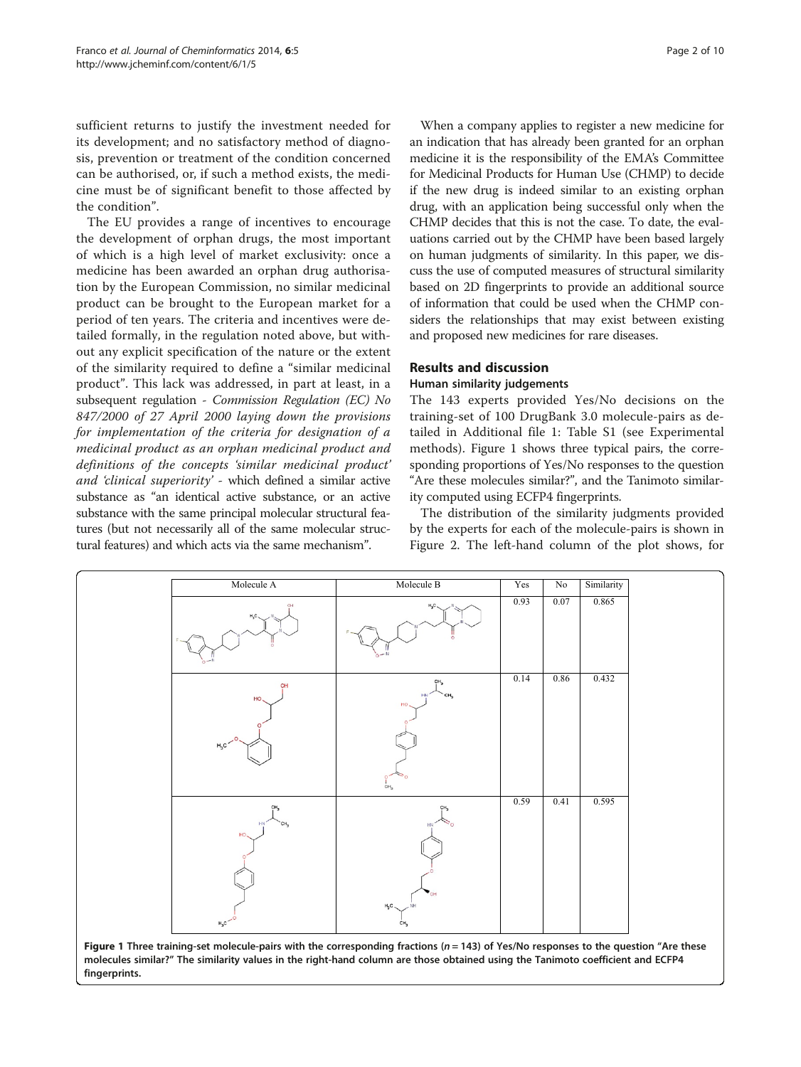sufficient returns to justify the investment needed for its development; and no satisfactory method of diagnosis, prevention or treatment of the condition concerned can be authorised, or, if such a method exists, the medicine must be of significant benefit to those affected by the condition".

The EU provides a range of incentives to encourage the development of orphan drugs, the most important of which is a high level of market exclusivity: once a medicine has been awarded an orphan drug authorisation by the European Commission, no similar medicinal product can be brought to the European market for a period of ten years. The criteria and incentives were detailed formally, in the regulation noted above, but without any explicit specification of the nature or the extent of the similarity required to define a "similar medicinal product". This lack was addressed, in part at least, in a subsequent regulation - *Commission Regulation (EC) No 847/2000 of 27 April 2000 laying down the provisions for implementation of the criteria for designation of a medicinal product as an orphan medicinal product and definitions of the concepts 'similar medicinal product' and 'clinical superiority'* - which defined a similar active substance as "an identical active substance, or an active substance with the same principal molecular structural features (but not necessarily all of the same molecular structural features) and which acts via the same mechanism".

When a company applies to register a new medicine for an indication that has already been granted for an orphan medicine it is the responsibility of the EMA's Committee for Medicinal Products for Human Use (CHMP) to decide if the new drug is indeed similar to an existing orphan drug, with an application being successful only when the CHMP decides that this is not the case. To date, the evaluations carried out by the CHMP have been based largely on human judgments of similarity. In this paper, we discuss the use of computed measures of structural similarity based on 2D fingerprints to provide an additional source of information that could be used when the CHMP considers the relationships that may exist between existing and proposed new medicines for rare diseases.

## Results and discussion

### Human similarity judgements

The 143 experts provided Yes/No decisions on the training-set of 100 DrugBank 3.0 molecule-pairs as detailed in Additional file 1: Table S1 (see Experimental methods). Figure 1 shows three typical pairs, the corresponding proportions of Yes/No responses to the question "Are these molecules similar?", and the Tanimoto similarity computed using ECFP4 fingerprints.

The distribution of the similarity judgments provided by the experts for each of the molecule-pairs is shown in Figure 2. The left-hand column of the plot shows, for

| Molecule A | Molecule B | Yes | No | Similarity |
| --- | --- | --- | --- | --- |
| | | 0.93 | 0.07 | 0.865 |
| | | 0.14 | 0.86 | 0.432 |
| | | 0.59 | 0.41 | 0.595 |

**Figure 1 Three training-set molecule-pairs with the corresponding fractions ($n = 143$) of Yes/No responses to the question "Are these molecules similar?" The similarity values in the right-hand column are those obtained using the Tanimoto coefficient and ECFP4 fingerprints.**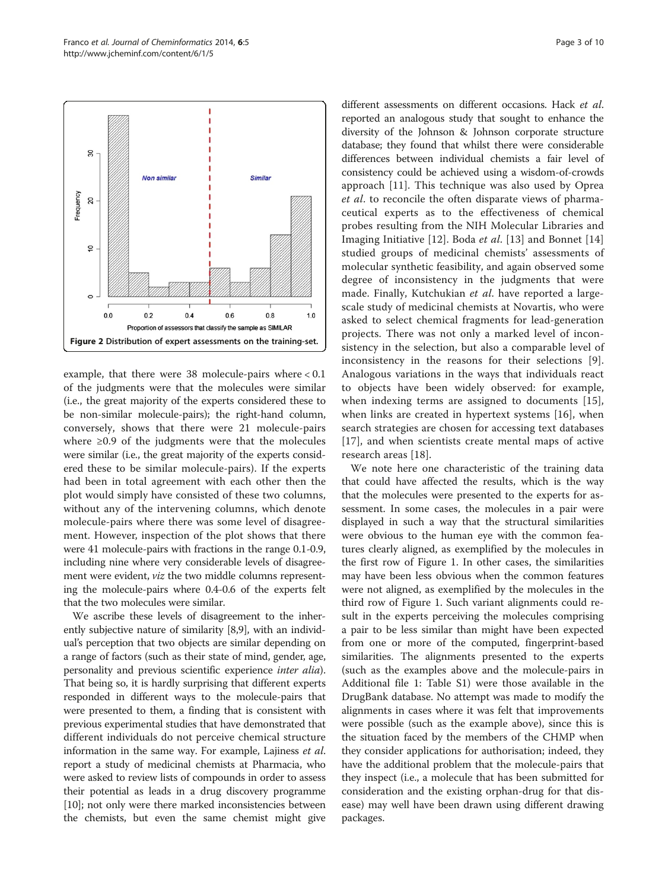Figure 2 Distribution of expert assessments on the training-set.

example, that there were 38 molecule-pairs where < 0.1 of the judgments were that the molecules were similar (i.e., the great majority of the experts considered these to be non-similar molecule-pairs); the right-hand column, conversely, shows that there were 21 molecule-pairs where ≥0.9 of the judgments were that the molecules were similar (i.e., the great majority of the experts considered these to be similar molecule-pairs). If the experts had been in total agreement with each other then the plot would simply have consisted of these two columns, without any of the intervening columns, which denote molecule-pairs where there was some level of disagreement. However, inspection of the plot shows that there were 41 molecule-pairs with fractions in the range 0.1-0.9, including nine where very considerable levels of disagreement were evident, *viz* the two middle columns representing the molecule-pairs where 0.4-0.6 of the experts felt that the two molecules were similar.

We ascribe these levels of disagreement to the inherently subjective nature of similarity [8,9], with an individual's perception that two objects are similar depending on a range of factors (such as their state of mind, gender, age, personality and previous scientific experience *inter alia*). That being so, it is hardly surprising that different experts responded in different ways to the molecule-pairs that were presented to them, a finding that is consistent with previous experimental studies that have demonstrated that different individuals do not perceive chemical structure information in the same way. For example, Lajiness *et al*. report a study of medicinal chemists at Pharmacia, who were asked to review lists of compounds in order to assess their potential as leads in a drug discovery programme [10]; not only were there marked inconsistencies between the chemists, but even the same chemist might give different assessments on different occasions. Hack *et al*. reported an analogous study that sought to enhance the diversity of the Johnson & Johnson corporate structure database; they found that whilst there were considerable differences between individual chemists a fair level of consistency could be achieved using a wisdom-of-crowds approach [11]. This technique was also used by Oprea *et al*. to reconcile the often disparate views of pharmaceutical experts as to the effectiveness of chemical probes resulting from the NIH Molecular Libraries and Imaging Initiative [12]. Boda *et al*. [13] and Bonnet [14] studied groups of medicinal chemists' assessments of molecular synthetic feasibility, and again observed some degree of inconsistency in the judgments that were made. Finally, Kutchukian *et al*. have reported a large-scale study of medicinal chemists at Novartis, who were asked to select chemical fragments for lead-generation projects. There was not only a marked level of inconsistency in the selection, but also a comparable level of inconsistency in the reasons for their selections [9]. Analogous variations in the ways that individuals react to objects have been widely observed: for example, when indexing terms are assigned to documents [15], when links are created in hypertext systems [16], when search strategies are chosen for accessing text databases [17], and when scientists create mental maps of active research areas [18].

We note here one characteristic of the training data that could have affected the results, which is the way that the molecules were presented to the experts for assessment. In some cases, the molecules in a pair were displayed in such a way that the structural similarities were obvious to the human eye with the common features clearly aligned, as exemplified by the molecules in the first row of Figure 1. In other cases, the similarities may have been less obvious when the common features were not aligned, as exemplified by the molecules in the third row of Figure 1. Such variant alignments could result in the experts perceiving the molecules comprising a pair to be less similar than might have been expected from one or more of the computed, fingerprint-based similarities. The alignments presented to the experts (such as the examples above and the molecule-pairs in Additional file 1: Table S1) were those available in the DrugBank database. No attempt was made to modify the alignments in cases where it was felt that improvements were possible (such as the example above), since this is the situation faced by the members of the CHMP when they consider applications for authorisation; indeed, they have the additional problem that the molecule-pairs that they inspect (i.e., a molecule that has been submitted for consideration and the existing orphan-drug for that disease) may well have been drawn using different drawing packages.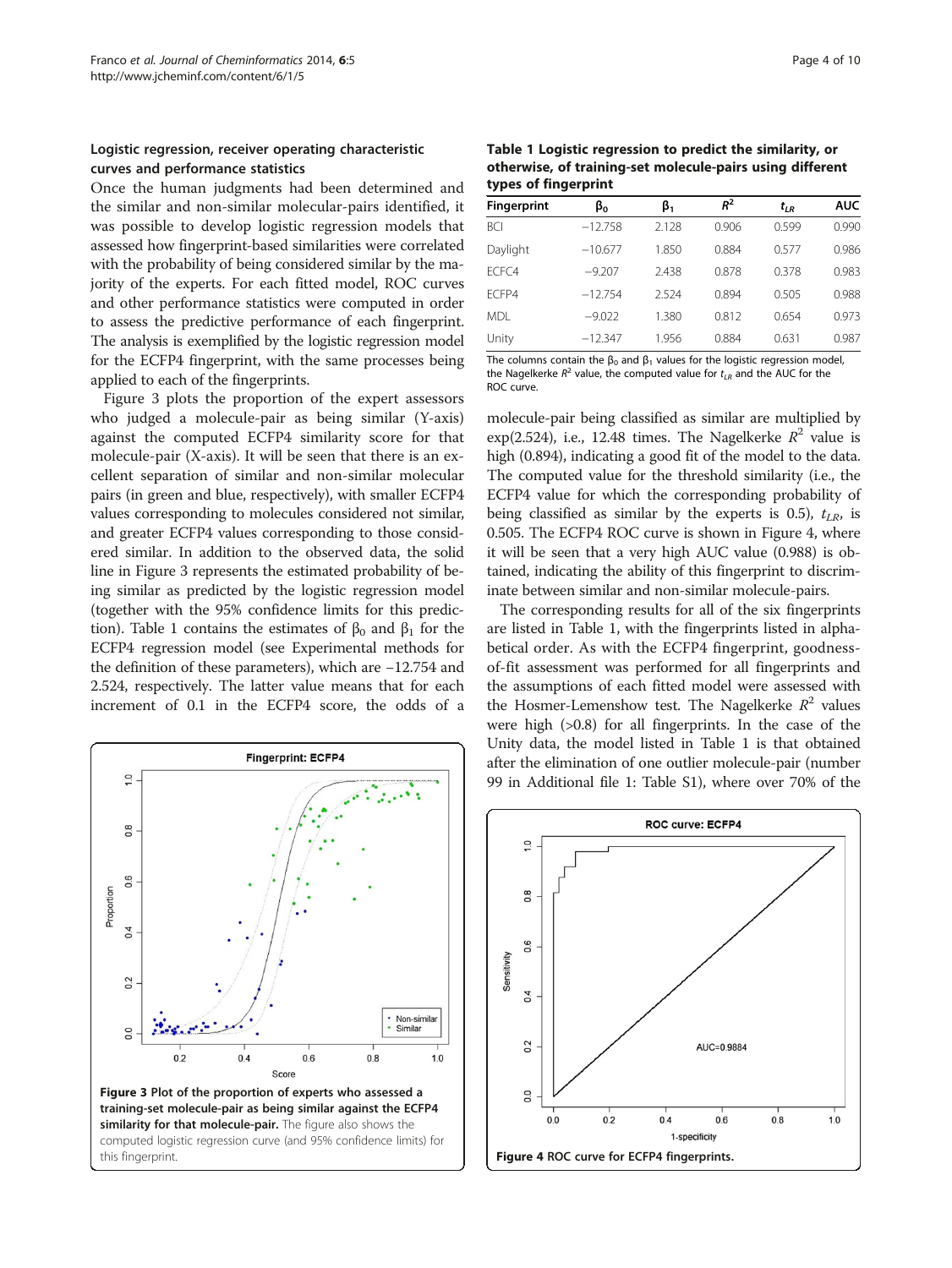### Logistic regression, receiver operating characteristic curves and performance statistics

Once the human judgments had been determined and the similar and non-similar molecular-pairs identified, it was possible to develop logistic regression models that assessed how fingerprint-based similarities were correlated with the probability of being considered similar by the majority of the experts. For each fitted model, ROC curves and other performance statistics were computed in order to assess the predictive performance of each fingerprint. The analysis is exemplified by the logistic regression model for the ECFP4 fingerprint, with the same processes being applied to each of the fingerprints.

Figure 3 plots the proportion of the expert assessors who judged a molecule-pair as being similar (Y-axis) against the computed ECFP4 similarity score for that molecule-pair (X-axis). It will be seen that there is an excellent separation of similar and non-similar molecular pairs (in green and blue, respectively), with smaller ECFP4 values corresponding to molecules considered not similar, and greater ECFP4 values corresponding to those considered similar. In addition to the observed data, the solid line in Figure 3 represents the estimated probability of being similar as predicted by the logistic regression model (together with the 95% confidence limits for this prediction). Table 1 contains the estimates of $\beta_0$ and $\beta_1$ for the ECFP4 regression model (see Experimental methods for the definition of these parameters), which are −12.754 and 2.524, respectively. The latter value means that for each increment of 0.1 in the ECFP4 score, the odds of a molecule-pair being classified as similar are multiplied by exp(2.524), i.e., 12.48 times. The Nagelkerke $R^2$ value is high (0.894), indicating a good fit of the model to the data. The computed value for the threshold similarity (i.e., the ECFP4 value for which the corresponding probability of being classified as similar by the experts is 0.5), $t_{LR}$, is 0.505. The ECFP4 ROC curve is shown in Figure 4, where it will be seen that a very high AUC value (0.988) is obtained, indicating the ability of this fingerprint to discriminate between similar and non-similar molecule-pairs.

**Table 1 Logistic regression to predict the similarity, or otherwise, of training-set molecule-pairs using different types of fingerprint**

| Fingerprint | $\beta_0$ | $\beta_1$ | $R^2$ | $t_{LR}$ | AUC |
|---|---|---|---|---|---|
| BCI | −12.758 | 2.128 | 0.906 | 0.599 | 0.990 |
| Daylight | −10.677 | 1.850 | 0.884 | 0.577 | 0.986 |
| ECFC4 | −9.207 | 2.438 | 0.878 | 0.378 | 0.983 |
| ECFP4 | −12.754 | 2.524 | 0.894 | 0.505 | 0.988 |
| MDL | −9.022 | 1.380 | 0.812 | 0.654 | 0.973 |
| Unity | −12.347 | 1.956 | 0.884 | 0.631 | 0.987 |

The columns contain the $\beta_0$ and $\beta_1$ values for the logistic regression model, the Nagelkerke $R^2$ value, the computed value for $t_{LR}$ and the AUC for the ROC curve.

The corresponding results for all of the six fingerprints are listed in Table 1, with the fingerprints listed in alphabetical order. As with the ECFP4 fingerprint, goodness-of-fit assessment was performed for all fingerprints and the assumptions of each fitted model were assessed with the Hosmer-Lemenshow test. The Nagelkerke $R^2$ values were high (>0.8) for all fingerprints. In the case of the Unity data, the model listed in Table 1 is that obtained after the elimination of one outlier molecule-pair (number 99 in Additional file 1: Table S1), where over 70% of the

**Figure 3 Plot of the proportion of experts who assessed a training-set molecule-pair as being similar against the ECFP4 similarity for that molecule-pair.** The figure also shows the computed logistic regression curve (and 95% confidence limits) for this fingerprint.

**Figure 4 ROC curve for ECFP4 fingerprints.**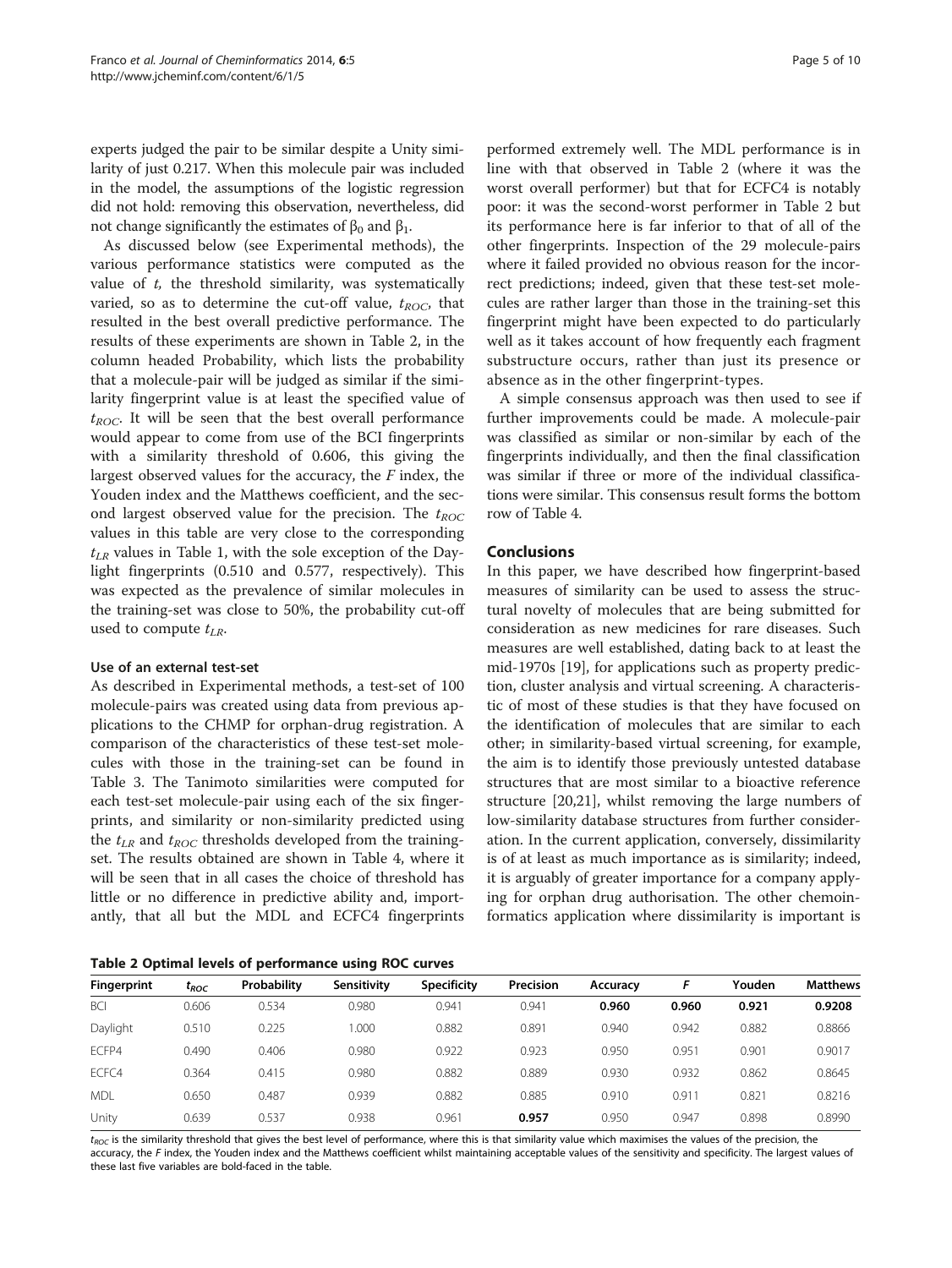experts judged the pair to be similar despite a Unity similarity of just 0.217. When this molecule pair was included in the model, the assumptions of the logistic regression did not hold: removing this observation, nevertheless, did not change significantly the estimates of $\beta_0$ and $\beta_1$.

As discussed below (see Experimental methods), the various performance statistics were computed as the value of $t$, the threshold similarity, was systematically varied, so as to determine the cut-off value, $t_{ROC}$, that resulted in the best overall predictive performance. The results of these experiments are shown in Table 2, in the column headed Probability, which lists the probability that a molecule-pair will be judged as similar if the similarity fingerprint value is at least the specified value of $t_{ROC}$. It will be seen that the best overall performance would appear to come from use of the BCI fingerprints with a similarity threshold of 0.606, this giving the largest observed values for the accuracy, the $F$ index, the Youden index and the Matthews coefficient, and the second largest observed value for the precision. The $t_{ROC}$ values in this table are very close to the corresponding $t_{LR}$ values in Table 1, with the sole exception of the Daylight fingerprints (0.510 and 0.577, respectively). This was expected as the prevalence of similar molecules in the training-set was close to 50%, the probability cut-off used to compute $t_{LR}$.

### Use of an external test-set

As described in Experimental methods, a test-set of 100 molecule-pairs was created using data from previous applications to the CHMP for orphan-drug registration. A comparison of the characteristics of these test-set molecules with those in the training-set can be found in Table 3. The Tanimoto similarities were computed for each test-set molecule-pair using each of the six fingerprints, and similarity or non-similarity predicted using the $t_{LR}$ and $t_{ROC}$ thresholds developed from the training-set. The results obtained are shown in Table 4, where it will be seen that in all cases the choice of threshold has little or no difference in predictive ability and, importantly, that all but the MDL and ECFC4 fingerprints performed extremely well. The MDL performance is in line with that observed in Table 2 (where it was the worst overall performer) but that for ECFC4 is notably poor: it was the second-worst performer in Table 2 but its performance here is far inferior to that of all of the other fingerprints. Inspection of the 29 molecule-pairs where it failed provided no obvious reason for the incorrect predictions; indeed, given that these test-set molecules are rather larger than those in the training-set this fingerprint might have been expected to do particularly well as it takes account of how frequently each fragment substructure occurs, rather than just its presence or absence as in the other fingerprint-types.

A simple consensus approach was then used to see if further improvements could be made. A molecule-pair was classified as similar or non-similar by each of the fingerprints individually, and then the final classification was similar if three or more of the individual classifications were similar. This consensus result forms the bottom row of Table 4.

## Conclusions

In this paper, we have described how fingerprint-based measures of similarity can be used to assess the structural novelty of molecules that are being submitted for consideration as new medicines for rare diseases. Such measures are well established, dating back to at least the mid-1970s [19], for applications such as property prediction, cluster analysis and virtual screening. A characteristic of most of these studies is that they have focused on the identification of molecules that are similar to each other; in similarity-based virtual screening, for example, the aim is to identify those previously untested database structures that are most similar to a bioactive reference structure [20,21], whilst removing the large numbers of low-similarity database structures from further consideration. In the current application, conversely, dissimilarity is of at least as much importance as is similarity; indeed, it is arguably of greater importance for a company applying for orphan drug authorisation. The other chemoinformatics application where dissimilarity is important is

**Table 2 Optimal levels of performance using ROC curves**

| Fingerprint | $t_{ROC}$ | Probability | Sensitivity | Specificity | Precision | Accuracy | $F$ | Youden | Matthews |
|---|---|---|---|---|---|---|---|---|---|
| BCI | 0.606 | 0.534 | 0.980 | 0.941 | 0.941 | **0.960** | **0.960** | **0.921** | **0.9208** |
| Daylight | 0.510 | 0.225 | 1.000 | 0.882 | 0.891 | 0.940 | 0.942 | 0.882 | 0.8866 |
| ECFP4 | 0.490 | 0.406 | 0.980 | 0.922 | 0.923 | 0.950 | 0.951 | 0.901 | 0.9017 |
| ECFC4 | 0.364 | 0.415 | 0.980 | 0.882 | 0.889 | 0.930 | 0.932 | 0.862 | 0.8645 |
| MDL | 0.650 | 0.487 | 0.939 | 0.882 | 0.885 | 0.910 | 0.911 | 0.821 | 0.8216 |
| Unity | 0.639 | 0.537 | 0.938 | 0.961 | **0.957** | 0.950 | 0.947 | 0.898 | 0.8990 |

$t_{ROC}$ is the similarity threshold that gives the best level of performance, where this is that similarity value which maximises the values of the precision, the accuracy, the $F$ index, the Youden index and the Matthews coefficient whilst maintaining acceptable values of the sensitivity and specificity. The largest values of these last five variables are bold-faced in the table.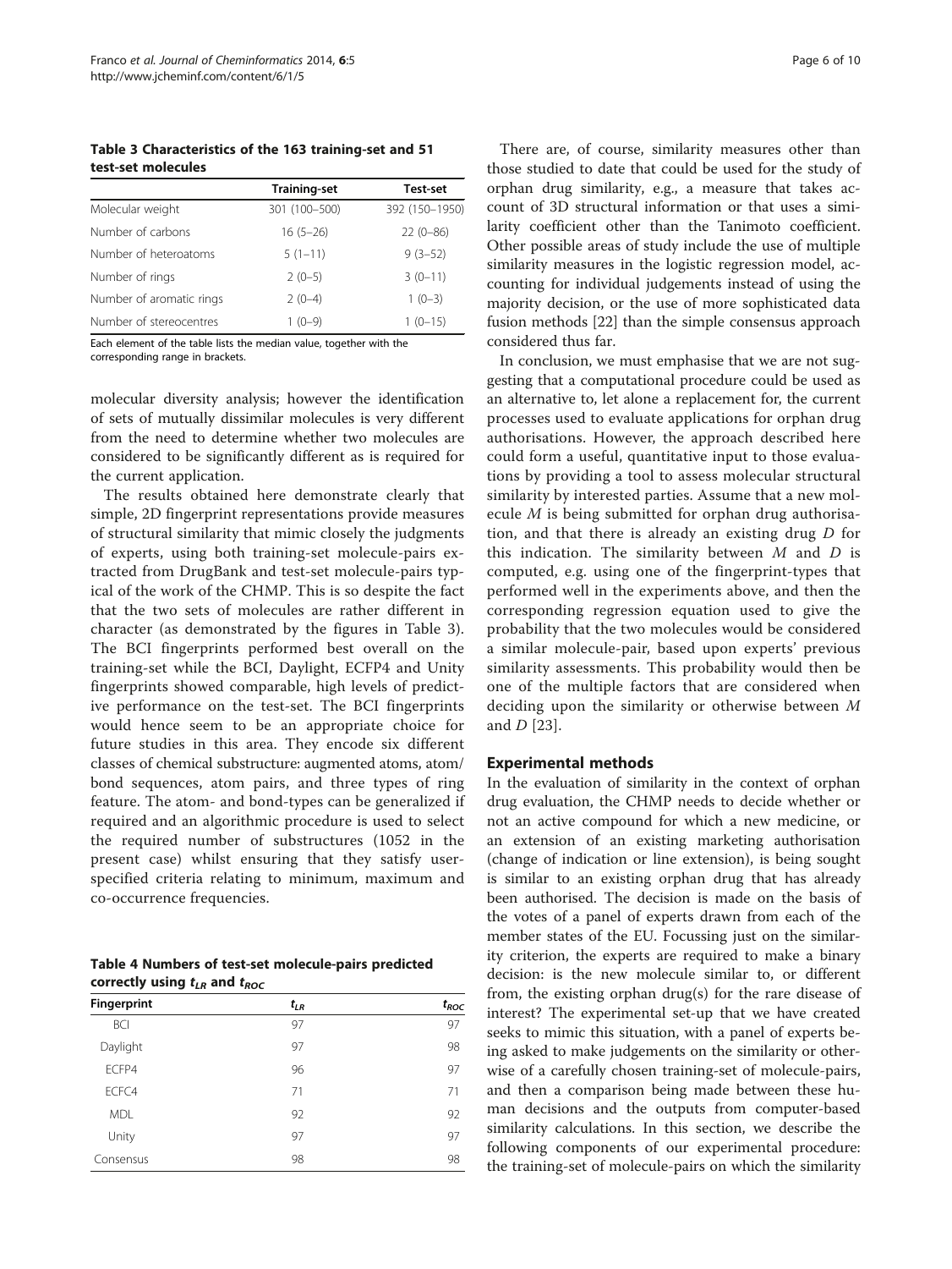**Table 3 Characteristics of the 163 training-set and 51 test-set molecules**

| | Training-set | Test-set |
|---|---|---|
| Molecular weight | 301 (100–500) | 392 (150–1950) |
| Number of carbons | 16 (5–26) | 22 (0–86) |
| Number of heteroatoms | 5 (1–11) | 9 (3–52) |
| Number of rings | 2 (0–5) | 3 (0–11) |
| Number of aromatic rings | 2 (0–4) | 1 (0–3) |
| Number of stereocentres | 1 (0–9) | 1 (0–15) |

Each element of the table lists the median value, together with the corresponding range in brackets.

molecular diversity analysis; however the identification of sets of mutually dissimilar molecules is very different from the need to determine whether two molecules are considered to be significantly different as is required for the current application.

The results obtained here demonstrate clearly that simple, 2D fingerprint representations provide measures of structural similarity that mimic closely the judgments of experts, using both training-set molecule-pairs extracted from DrugBank and test-set molecule-pairs typical of the work of the CHMP. This is so despite the fact that the two sets of molecules are rather different in character (as demonstrated by the figures in Table 3). The BCI fingerprints performed best overall on the training-set while the BCI, Daylight, ECFP4 and Unity fingerprints showed comparable, high levels of predictive performance on the test-set. The BCI fingerprints would hence seem to be an appropriate choice for future studies in this area. They encode six different classes of chemical substructure: augmented atoms, atom/bond sequences, atom pairs, and three types of ring feature. The atom- and bond-types can be generalized if required and an algorithmic procedure is used to select the required number of substructures (1052 in the present case) whilst ensuring that they satisfy user-specified criteria relating to minimum, maximum and co-occurrence frequencies.

**Table 4 Numbers of test-set molecule-pairs predicted correctly using $t_{LR}$ and $t_{ROC}$**

| Fingerprint | $t_{LR}$ | $t_{ROC}$ |
|---|---|---|
| BCI | 97 | 97 |
| Daylight | 97 | 98 |
| ECFP4 | 96 | 97 |
| ECFC4 | 71 | 71 |
| MDL | 92 | 92 |
| Unity | 97 | 97 |
| Consensus | 98 | 98 |

There are, of course, similarity measures other than those studied to date that could be used for the study of orphan drug similarity, e.g., a measure that takes account of 3D structural information or that uses a similarity coefficient other than the Tanimoto coefficient. Other possible areas of study include the use of multiple similarity measures in the logistic regression model, accounting for individual judgements instead of using the majority decision, or the use of more sophisticated data fusion methods [22] than the simple consensus approach considered thus far.

In conclusion, we must emphasise that we are not suggesting that a computational procedure could be used as an alternative to, let alone a replacement for, the current processes used to evaluate applications for orphan drug authorisations. However, the approach described here could form a useful, quantitative input to those evaluations by providing a tool to assess molecular structural similarity by interested parties. Assume that a new molecule $M$ is being submitted for orphan drug authorisation, and that there is already an existing drug $D$ for this indication. The similarity between $M$ and $D$ is computed, e.g. using one of the fingerprint-types that performed well in the experiments above, and then the corresponding regression equation used to give the probability that the two molecules would be considered a similar molecule-pair, based upon experts' previous similarity assessments. This probability would then be one of the multiple factors that are considered when deciding upon the similarity or otherwise between $M$ and $D$ [23].

## Experimental methods

In the evaluation of similarity in the context of orphan drug evaluation, the CHMP needs to decide whether or not an active compound for which a new medicine, or an extension of an existing marketing authorisation (change of indication or line extension), is being sought is similar to an existing orphan drug that has already been authorised. The decision is made on the basis of the votes of a panel of experts drawn from each of the member states of the EU. Focussing just on the similarity criterion, the experts are required to make a binary decision: is the new molecule similar to, or different from, the existing orphan drug(s) for the rare disease of interest? The experimental set-up that we have created seeks to mimic this situation, with a panel of experts being asked to make judgements on the similarity or otherwise of a carefully chosen training-set of molecule-pairs, and then a comparison being made between these human decisions and the outputs from computer-based similarity calculations. In this section, we describe the following components of our experimental procedure: the training-set of molecule-pairs on which the similarity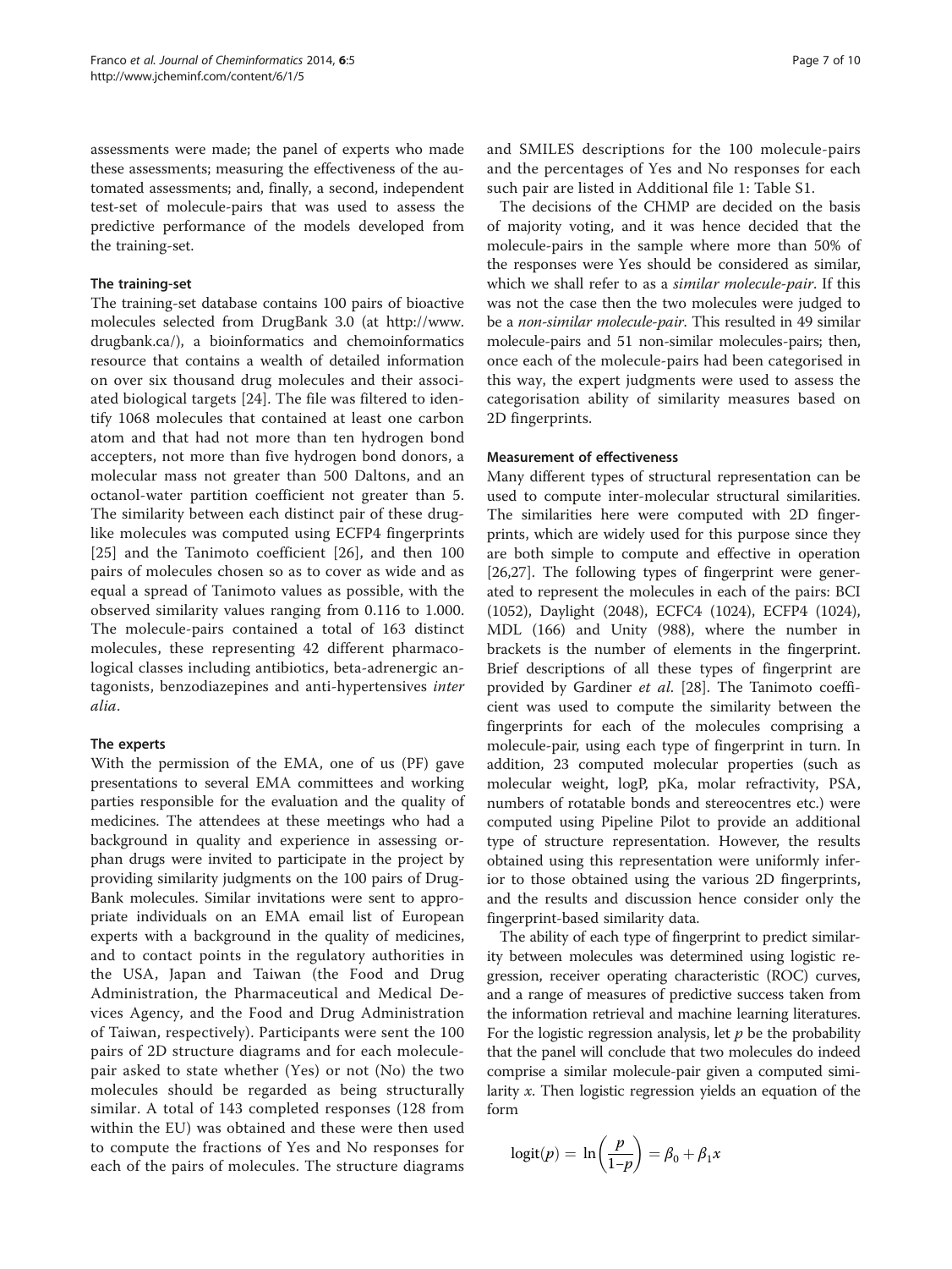assessments were made; the panel of experts who made these assessments; measuring the effectiveness of the automated assessments; and, finally, a second, independent test-set of molecule-pairs that was used to assess the predictive performance of the models developed from the training-set.

### The training-set

The training-set database contains 100 pairs of bioactive molecules selected from DrugBank 3.0 (at http://www.drugbank.ca/), a bioinformatics and chemoinformatics resource that contains a wealth of detailed information on over six thousand drug molecules and their associated biological targets [24]. The file was filtered to identify 1068 molecules that contained at least one carbon atom and that had not more than ten hydrogen bond accepters, not more than five hydrogen bond donors, a molecular mass not greater than 500 Daltons, and an octanol-water partition coefficient not greater than 5. The similarity between each distinct pair of these drug-like molecules was computed using ECFP4 fingerprints [25] and the Tanimoto coefficient [26], and then 100 pairs of molecules chosen so as to cover as wide and as equal a spread of Tanimoto values as possible, with the observed similarity values ranging from 0.116 to 1.000. The molecule-pairs contained a total of 163 distinct molecules, these representing 42 different pharmacological classes including antibiotics, beta-adrenergic antagonists, benzodiazepines and anti-hypertensives *inter alia*.

### The experts

With the permission of the EMA, one of us (PF) gave presentations to several EMA committees and working parties responsible for the evaluation and the quality of medicines. The attendees at these meetings who had a background in quality and experience in assessing orphan drugs were invited to participate in the project by providing similarity judgments on the 100 pairs of DrugBank molecules. Similar invitations were sent to appropriate individuals on an EMA email list of European experts with a background in the quality of medicines, and to contact points in the regulatory authorities in the USA, Japan and Taiwan (the Food and Drug Administration, the Pharmaceutical and Medical Devices Agency, and the Food and Drug Administration of Taiwan, respectively). Participants were sent the 100 pairs of 2D structure diagrams and for each molecule-pair asked to state whether (Yes) or not (No) the two molecules should be regarded as being structurally similar. A total of 143 completed responses (128 from within the EU) was obtained and these were then used to compute the fractions of Yes and No responses for each of the pairs of molecules. The structure diagrams and SMILES descriptions for the 100 molecule-pairs and the percentages of Yes and No responses for each such pair are listed in Additional file 1: Table S1.

The decisions of the CHMP are decided on the basis of majority voting, and it was hence decided that the molecule-pairs in the sample where more than 50% of the responses were Yes should be considered as similar, which we shall refer to as a *similar molecule-pair*. If this was not the case then the two molecules were judged to be a *non-similar molecule-pair*. This resulted in 49 similar molecule-pairs and 51 non-similar molecules-pairs; then, once each of the molecule-pairs had been categorised in this way, the expert judgments were used to assess the categorisation ability of similarity measures based on 2D fingerprints.

### Measurement of effectiveness

Many different types of structural representation can be used to compute inter-molecular structural similarities. The similarities here were computed with 2D fingerprints, which are widely used for this purpose since they are both simple to compute and effective in operation [26,27]. The following types of fingerprint were generated to represent the molecules in each of the pairs: BCI (1052), Daylight (2048), ECFC4 (1024), ECFP4 (1024), MDL (166) and Unity (988), where the number in brackets is the number of elements in the fingerprint. Brief descriptions of all these types of fingerprint are provided by Gardiner *et al.* [28]. The Tanimoto coefficient was used to compute the similarity between the fingerprints for each of the molecules comprising a molecule-pair, using each type of fingerprint in turn. In addition, 23 computed molecular properties (such as molecular weight, logP, pKa, molar refractivity, PSA, numbers of rotatable bonds and stereocentres etc.) were computed using Pipeline Pilot to provide an additional type of structure representation. However, the results obtained using this representation were uniformly inferior to those obtained using the various 2D fingerprints, and the results and discussion hence consider only the fingerprint-based similarity data.

The ability of each type of fingerprint to predict similarity between molecules was determined using logistic regression, receiver operating characteristic (ROC) curves, and a range of measures of predictive success taken from the information retrieval and machine learning literatures. For the logistic regression analysis, let $p$ be the probability that the panel will conclude that two molecules do indeed comprise a similar molecule-pair given a computed similarity $x$. Then logistic regression yields an equation of the form

$$\mathrm{logit}(p) = \ln\left(\frac{p}{1-p}\right) = \beta_0 + \beta_1 x$$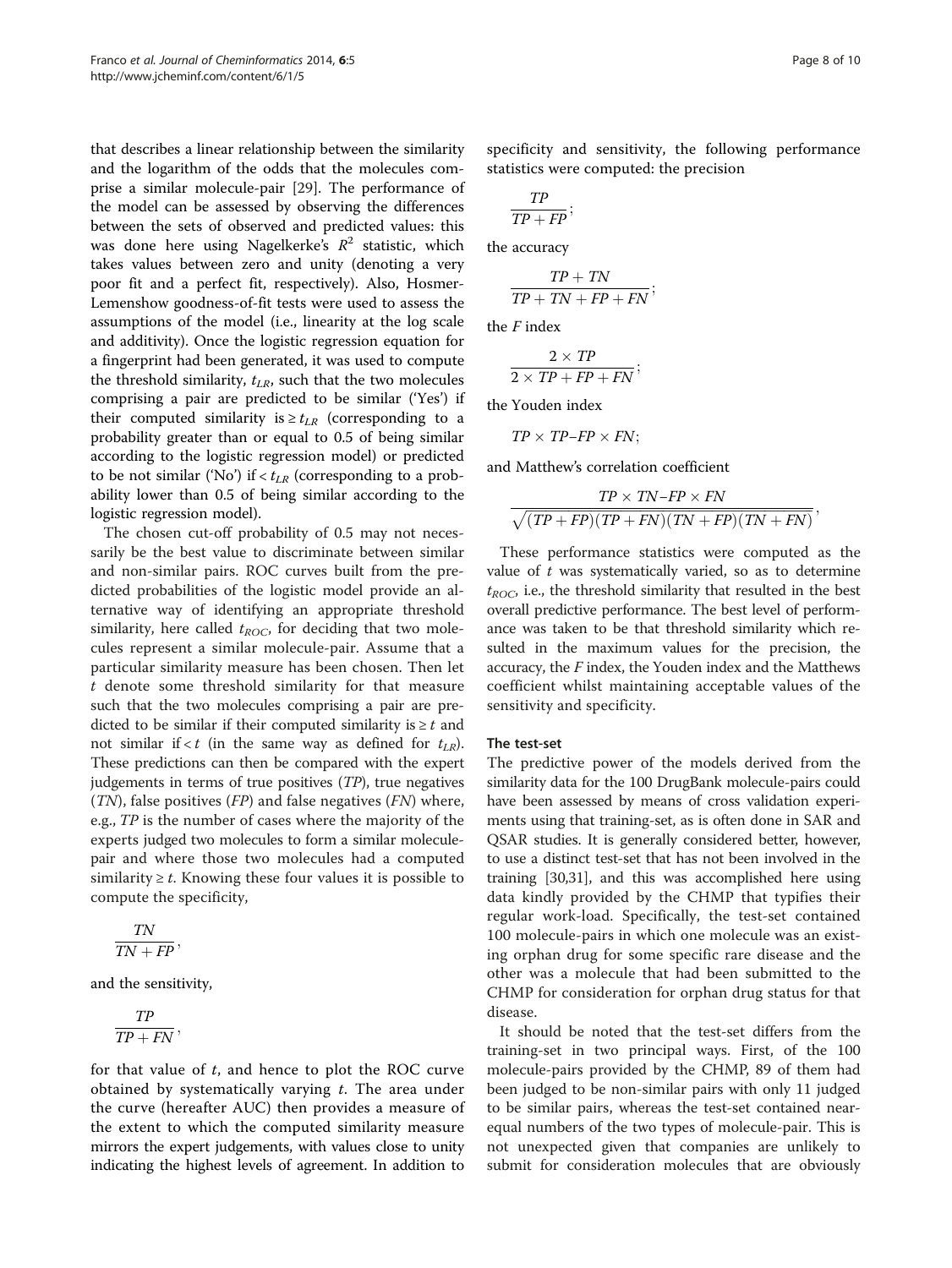that describes a linear relationship between the similarity and the logarithm of the odds that the molecules comprise a similar molecule-pair [29]. The performance of the model can be assessed by observing the differences between the sets of observed and predicted values: this was done here using Nagelkerke's $R^2$ statistic, which takes values between zero and unity (denoting a very poor fit and a perfect fit, respectively). Also, Hosmer-Lemenshow goodness-of-fit tests were used to assess the assumptions of the model (i.e., linearity at the log scale and additivity). Once the logistic regression equation for a fingerprint had been generated, it was used to compute the threshold similarity, $t_{LR}$, such that the two molecules comprising a pair are predicted to be similar ('Yes') if their computed similarity is $\geq t_{LR}$ (corresponding to a probability greater than or equal to 0.5 of being similar according to the logistic regression model) or predicted to be not similar ('No') if $< t_{LR}$ (corresponding to a probability lower than 0.5 of being similar according to the logistic regression model).

The chosen cut-off probability of 0.5 may not necessarily be the best value to discriminate between similar and non-similar pairs. ROC curves built from the predicted probabilities of the logistic model provide an alternative way of identifying an appropriate threshold similarity, here called $t_{ROC}$, for deciding that two molecules represent a similar molecule-pair. Assume that a particular similarity measure has been chosen. Then let $t$ denote some threshold similarity for that measure such that the two molecules comprising a pair are predicted to be similar if their computed similarity is $\geq t$ and not similar if $< t$ (in the same way as defined for $t_{LR}$). These predictions can then be compared with the expert judgements in terms of true positives ($TP$), true negatives ($TN$), false positives ($FP$) and false negatives ($FN$) where, e.g., $TP$ is the number of cases where the majority of the experts judged two molecules to form a similar molecule-pair and where those two molecules had a computed similarity $\geq t$. Knowing these four values it is possible to compute the specificity,

$$\frac{TN}{TN + FP},$$

and the sensitivity,

$$\frac{TP}{TP + FN},$$

for that value of $t$, and hence to plot the ROC curve obtained by systematically varying $t$. The area under the curve (hereafter AUC) then provides a measure of the extent to which the computed similarity measure mirrors the expert judgements, with values close to unity indicating the highest levels of agreement. In addition to specificity and sensitivity, the following performance statistics were computed: the precision

$$\frac{TP}{TP + FP};$$

the accuracy

$$\frac{TP + TN}{TP + TN + FP + FN};$$

the $F$ index

$$\frac{2 \times TP}{2 \times TP + FP + FN};$$

the Youden index

$$TP \times TP - FP \times FN;$$

and Matthew's correlation coefficient

$$\frac{TP \times TN - FP \times FN}{\sqrt{(TP + FP)(TP + FN)(TN + FP)(TN + FN)}},$$

These performance statistics were computed as the value of $t$ was systematically varied, so as to determine $t_{ROC}$, i.e., the threshold similarity that resulted in the best overall predictive performance. The best level of performance was taken to be that threshold similarity which resulted in the maximum values for the precision, the accuracy, the $F$ index, the Youden index and the Matthews coefficient whilst maintaining acceptable values of the sensitivity and specificity.

#### The test-set

The predictive power of the models derived from the similarity data for the 100 DrugBank molecule-pairs could have been assessed by means of cross validation experiments using that training-set, as is often done in SAR and QSAR studies. It is generally considered better, however, to use a distinct test-set that has not been involved in the training [30,31], and this was accomplished here using data kindly provided by the CHMP that typifies their regular work-load. Specifically, the test-set contained 100 molecule-pairs in which one molecule was an existing orphan drug for some specific rare disease and the other was a molecule that had been submitted to the CHMP for consideration for orphan drug status for that disease.

It should be noted that the test-set differs from the training-set in two principal ways. First, of the 100 molecule-pairs provided by the CHMP, 89 of them had been judged to be non-similar pairs with only 11 judged to be similar pairs, whereas the test-set contained near-equal numbers of the two types of molecule-pair. This is not unexpected given that companies are unlikely to submit for consideration molecules that are obviously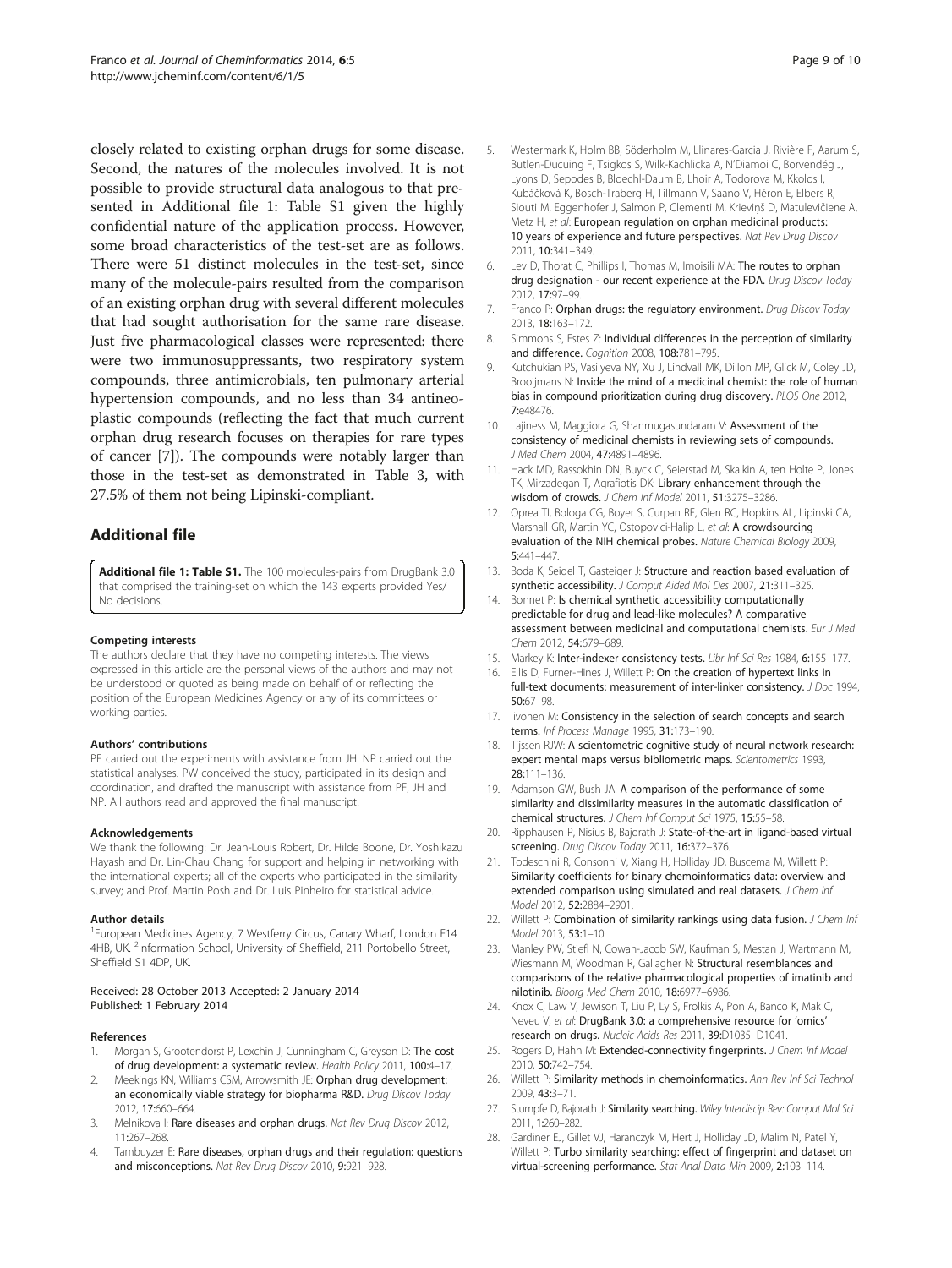closely related to existing orphan drugs for some disease. Second, the natures of the molecules involved. It is not possible to provide structural data analogous to that presented in Additional file 1: Table S1 given the highly confidential nature of the application process. However, some broad characteristics of the test-set are as follows. There were 51 distinct molecules in the test-set, since many of the molecule-pairs resulted from the comparison of an existing orphan drug with several different molecules that had sought authorisation for the same rare disease. Just five pharmacological classes were represented: there were two immunosuppressants, two respiratory system compounds, three antimicrobials, ten pulmonary arterial hypertension compounds, and no less than 34 antineoplastic compounds (reflecting the fact that much current orphan drug research focuses on therapies for rare types of cancer [7]). The compounds were notably larger than those in the test-set as demonstrated in Table 3, with 27.5% of them not being Lipinski-compliant.

## Additional file

**Additional file 1: Table S1.** The 100 molecules-pairs from DrugBank 3.0 that comprised the training-set on which the 143 experts provided Yes/No decisions.

#### Competing interests

The authors declare that they have no competing interests. The views expressed in this article are the personal views of the authors and may not be understood or quoted as being made on behalf of or reflecting the position of the European Medicines Agency or any of its committees or working parties.

#### Authors' contributions

PF carried out the experiments with assistance from JH. NP carried out the statistical analyses. PW conceived the study, participated in its design and coordination, and drafted the manuscript with assistance from PF, JH and NP. All authors read and approved the final manuscript.

#### Acknowledgements

We thank the following: Dr. Jean-Louis Robert, Dr. Hilde Boone, Dr. Yoshikazu Hayash and Dr. Lin-Chau Chang for support and helping in networking with the international experts; all of the experts who participated in the similarity survey; and Prof. Martin Posh and Dr. Luis Pinheiro for statistical advice.

#### Author details

[1]European Medicines Agency, 7 Westferry Circus, Canary Wharf, London E14 4HB, UK. [2]Information School, University of Sheffield, 211 Portobello Street, Sheffield S1 4DP, UK.

Received: 28 October 2013 Accepted: 2 January 2014
Published: 1 February 2014

#### References

1. Morgan S, Grootendorst P, Lexchin J, Cunningham C, Greyson D: **The cost of drug development: a systematic review.** *Health Policy* 2011, **100:**4–17.
2. Meekings KN, Williams CSM, Arrowsmith JE: **Orphan drug development: an economically viable strategy for biopharma R&D.** *Drug Discov Today* 2012, **17:**660–664.
3. Melnikova I: **Rare diseases and orphan drugs.** *Nat Rev Drug Discov* 2012, **11:**267–268.
4. Tambuyzer E: **Rare diseases, orphan drugs and their regulation: questions and misconceptions.** *Nat Rev Drug Discov* 2010, **9:**921–928.
5. Westermark K, Holm BB, Söderholm M, Llinares-Garcia J, Rivière F, Aarum S, Butlen-Ducuing F, Tsigkos S, Wilk-Kachlicka A, N'Diamoi C, Borvendég J, Lyons D, Sepodes B, Bloechl-Daum B, Lhoir A, Todorova M, Kkolos I, Kubáčková K, Bosch-Traberg H, Tillmann V, Saano V, Héron E, Elbers R, Siouti M, Eggenhofer J, Salmon P, Clementi M, Krieviņš D, Matulevičiene A, Metz H, *et al*: **European regulation on orphan medicinal products: 10 years of experience and future perspectives.** *Nat Rev Drug Discov* 2011, **10:**341–349.
6. Lev D, Thorat C, Phillips I, Thomas M, Imoisili MA: **The routes to orphan drug designation - our recent experience at the FDA.** *Drug Discov Today* 2012, **17:**97–99.
7. Franco P: **Orphan drugs: the regulatory environment.** *Drug Discov Today* 2013, **18:**163–172.
8. Simmons S, Estes Z: **Individual differences in the perception of similarity and difference.** *Cognition* 2008, **108:**781–795.
9. Kutchukian PS, Vasilyeva NY, Xu J, Lindvall MK, Dillon MP, Glick M, Coley JD, Brooijmans N: **Inside the mind of a medicinal chemist: the role of human bias in compound prioritization during drug discovery.** *PLOS One* 2012, **7:**e48476.
10. Lajiness M, Maggiora G, Shanmugasundaram V: **Assessment of the consistency of medicinal chemists in reviewing sets of compounds.** *J Med Chem* 2004, **47:**4891–4896.
11. Hack MD, Rassokhin DN, Buyck C, Seierstad M, Skalkin A, ten Holte P, Jones TK, Mirzadegan T, Agrafiotis DK: **Library enhancement through the wisdom of crowds.** *J Chem Inf Model* 2011, **51:**3275–3286.
12. Oprea TI, Bologa CG, Boyer S, Curpan RF, Glen RC, Hopkins AL, Lipinski CA, Marshall GR, Martin YC, Ostopovici-Halip L, *et al*: **A crowdsourcing evaluation of the NIH chemical probes.** *Nature Chemical Biology* 2009, **5:**441–447.
13. Boda K, Seidel T, Gasteiger J: **Structure and reaction based evaluation of synthetic accessibility.** *J Comput Aided Mol Des* 2007, **21:**311–325.
14. Bonnet P: **Is chemical synthetic accessibility computationally predictable for drug and lead-like molecules? A comparative assessment between medicinal and computational chemists.** *Eur J Med Chem* 2012, **54:**679–689.
15. Markey K: **Inter-indexer consistency tests.** *Libr Inf Sci Res* 1984, **6:**155–177.
16. Ellis D, Furner-Hines J, Willett P: **On the creation of hypertext links in full-text documents: measurement of inter-linker consistency.** *J Doc* 1994, **50:**67–98.
17. Iivonen M: **Consistency in the selection of search concepts and search terms.** *Inf Process Manage* 1995, **31:**173–190.
18. Tijssen RJW: **A scientometric cognitive study of neural network research: expert mental maps versus bibliometric maps.** *Scientometrics* 1993, **28:**111–136.
19. Adamson GW, Bush JA: **A comparison of the performance of some similarity and dissimilarity measures in the automatic classification of chemical structures.** *J Chem Inf Comput Sci* 1975, **15:**55–58.
20. Ripphausen P, Nisius B, Bajorath J: **State-of-the-art in ligand-based virtual screening.** *Drug Discov Today* 2011, **16:**372–376.
21. Todeschini R, Consonni V, Xiang H, Holliday JD, Buscema M, Willett P: **Similarity coefficients for binary chemoinformatics data: overview and extended comparison using simulated and real datasets.** *J Chem Inf Model* 2012, **52:**2884–2901.
22. Willett P: **Combination of similarity rankings using data fusion.** *J Chem Inf Model* 2013, **53:**1–10.
23. Manley PW, Stiefl N, Cowan-Jacob SW, Kaufman S, Mestan J, Wartmann M, Wiesmann M, Woodman R, Gallagher N: **Structural resemblances and comparisons of the relative pharmacological properties of imatinib and nilotinib.** *Bioorg Med Chem* 2010, **18:**6977–6986.
24. Knox C, Law V, Jewison T, Liu P, Ly S, Frolkis A, Pon A, Banco K, Mak C, Neveu V, *et al*: **DrugBank 3.0: a comprehensive resource for 'omics' research on drugs.** *Nucleic Acids Res* 2011, **39:**D1035–D1041.
25. Rogers D, Hahn M: **Extended-connectivity fingerprints.** *J Chem Inf Model* 2010, **50:**742–754.
26. Willett P: **Similarity methods in chemoinformatics.** *Ann Rev Inf Sci Technol* 2009, **43:**3–71.
27. Stumpfe D, Bajorath J: **Similarity searching.** *Wiley Interdiscip Rev: Comput Mol Sci* 2011, **1:**260–282.
28. Gardiner EJ, Gillet VJ, Haranczyk M, Hert J, Holliday JD, Malim N, Patel Y, Willett P: **Turbo similarity searching: effect of fingerprint and dataset on virtual-screening performance.** *Stat Anal Data Min* 2009, **2:**103–114.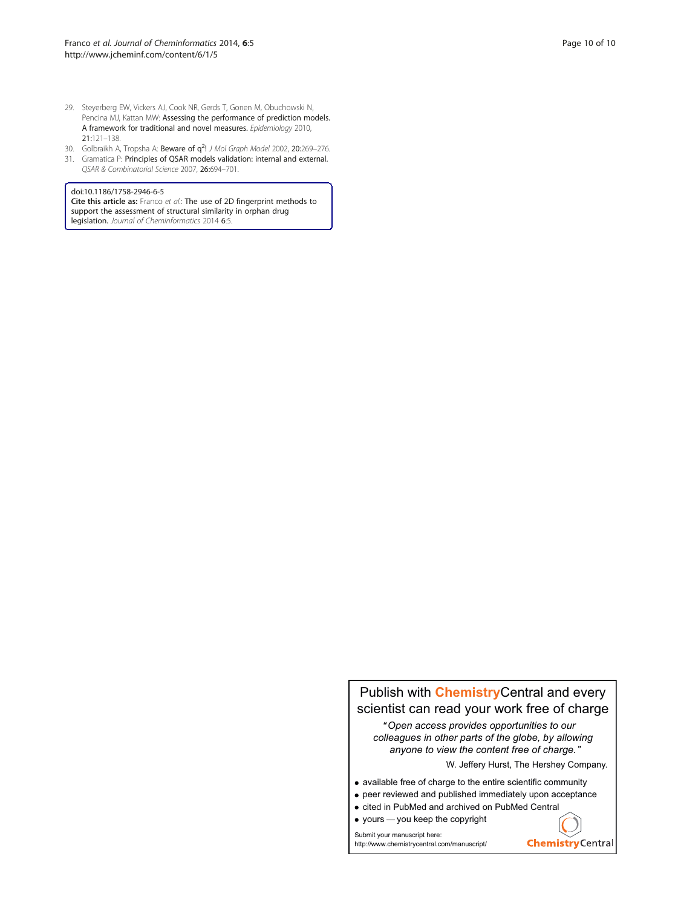29. Steyerberg EW, Vickers AJ, Cook NR, Gerds T, Gonen M, Obuchowski N, Pencina MJ, Kattan MW: **Assessing the performance of prediction models. A framework for traditional and novel measures.** *Epidemiology* 2010, **21**:121–138.
30. Golbraikh A, Tropsha A: **Beware of $q^2$!** *J Mol Graph Model* 2002, **20**:269–276.
31. Gramatica P: **Principles of QSAR models validation: internal and external.** *QSAR & Combinatorial Science* 2007, **26**:694–701.

doi:10.1186/1758-2946-6-5
**Cite this article as:** Franco *et al.*: The use of 2D fingerprint methods to support the assessment of structural similarity in orphan drug legislation. *Journal of Cheminformatics* 2014 **6**:5.

Publish with **Chemistry**Central and every scientist can read your work free of charge

*"Open access provides opportunities to our colleagues in other parts of the globe, by allowing anyone to view the content free of charge."*

W. Jeffery Hurst, The Hershey Company.

- available free of charge to the entire scientific community
- peer reviewed and published immediately upon acceptance
- cited in PubMed and archived on PubMed Central
- yours — you keep the copyright

Submit your manuscript here:
http://www.chemistrycentral.com/manuscript/

ChemistryCentral